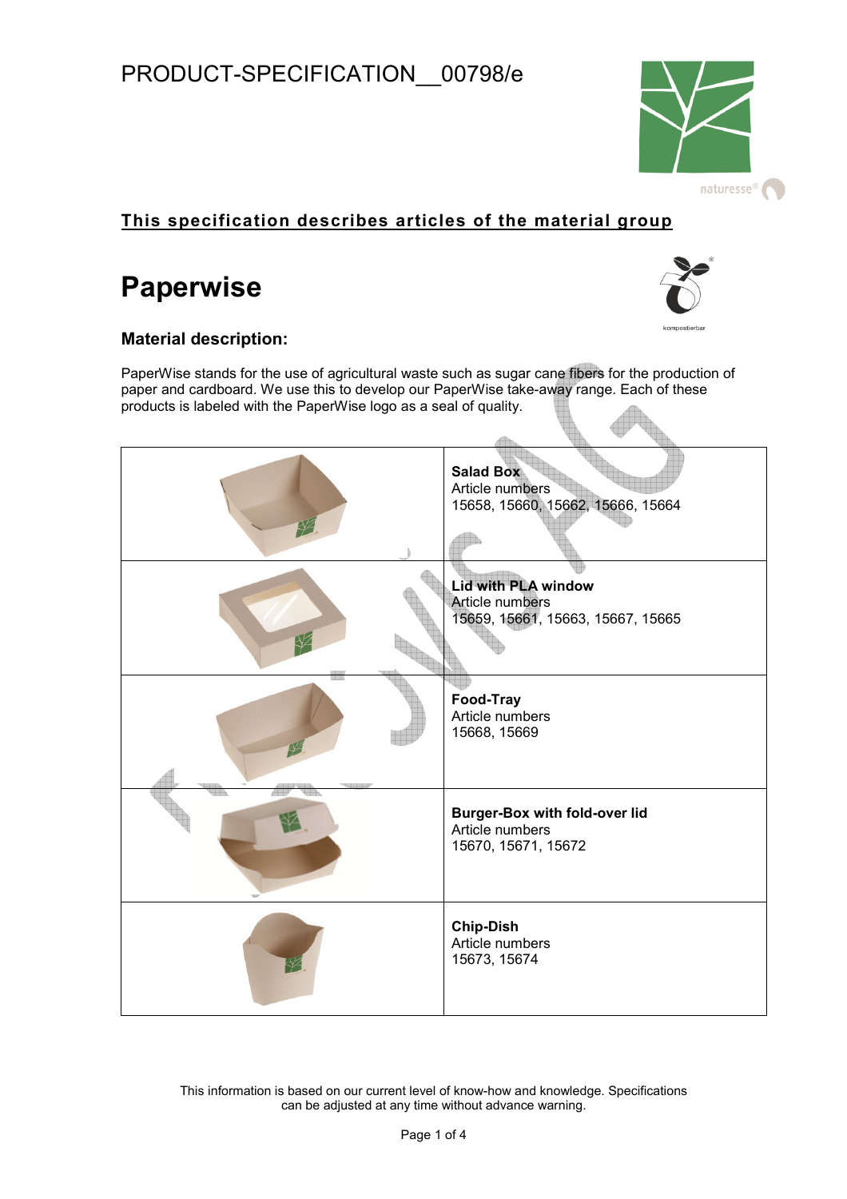# PRODUCT-SPECIFICATION__00798/e

**This specification describes articles of the material group**

# Paperwise

## Material description:

PaperWise stands for the use of agricultural waste such as sugar cane fibers for the production of paper and cardboard. We use this to develop our PaperWise take-away range. Each of these products is labeled with the PaperWise logo as a seal of quality.

| | |
|---|---|
| | **Salad Box**<br>Article numbers<br>15658, 15660, 15662, 15666, 15664 |
| | **Lid with PLA window**<br>Article numbers<br>15659, 15661, 15663, 15667, 15665 |
| | **Food-Tray**<br>Article numbers<br>15668, 15669 |
| | **Burger-Box with fold-over lid**<br>Article numbers<br>15670, 15671, 15672 |
| | **Chip-Dish**<br>Article numbers<br>15673, 15674 |

This information is based on our current level of know-how and knowledge. Specifications can be adjusted at any time without advance warning.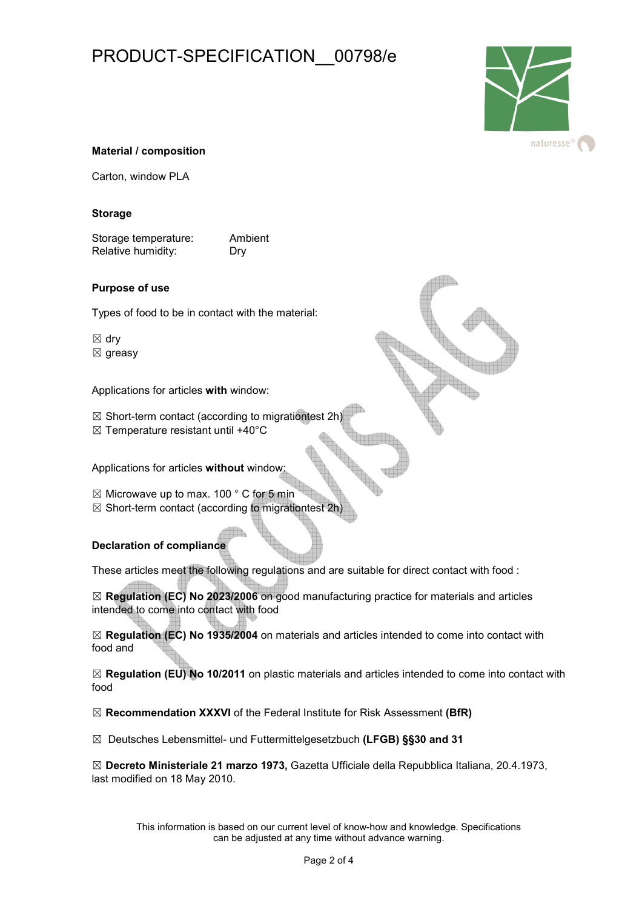# PRODUCT-SPECIFICATION__00798/e

**Material / composition**

Carton, window PLA

**Storage**

| | |
|---|---|
| Storage temperature: | Ambient |
| Relative humidity: | Dry |

**Purpose of use**

Types of food to be in contact with the material:

☒ dry
☒ greasy

Applications for articles **with** window:

☒ Short-term contact (according to migrationtest 2h)
☒ Temperature resistant until +40°C

Applications for articles **without** window:

☒ Microwave up to max. 100 ° C for 5 min
☒ Short-term contact (according to migrationtest 2h)

**Declaration of compliance**

These articles meet the following regulations and are suitable for direct contact with food :

☒ **Regulation (EC) No 2023/2006** on good manufacturing practice for materials and articles intended to come into contact with food

☒ **Regulation (EC) No 1935/2004** on materials and articles intended to come into contact with food and

☒ **Regulation (EU) No 10/2011** on plastic materials and articles intended to come into contact with food

☒ **Recommendation XXXVI** of the Federal Institute for Risk Assessment **(BfR)**

☒ Deutsches Lebensmittel- und Futtermittelgesetzbuch **(LFGB) §§30 and 31**

☒ **Decreto Ministeriale 21 marzo 1973,** Gazetta Ufficiale della Repubblica Italiana, 20.4.1973, last modified on 18 May 2010.

This information is based on our current level of know-how and knowledge. Specifications can be adjusted at any time without advance warning.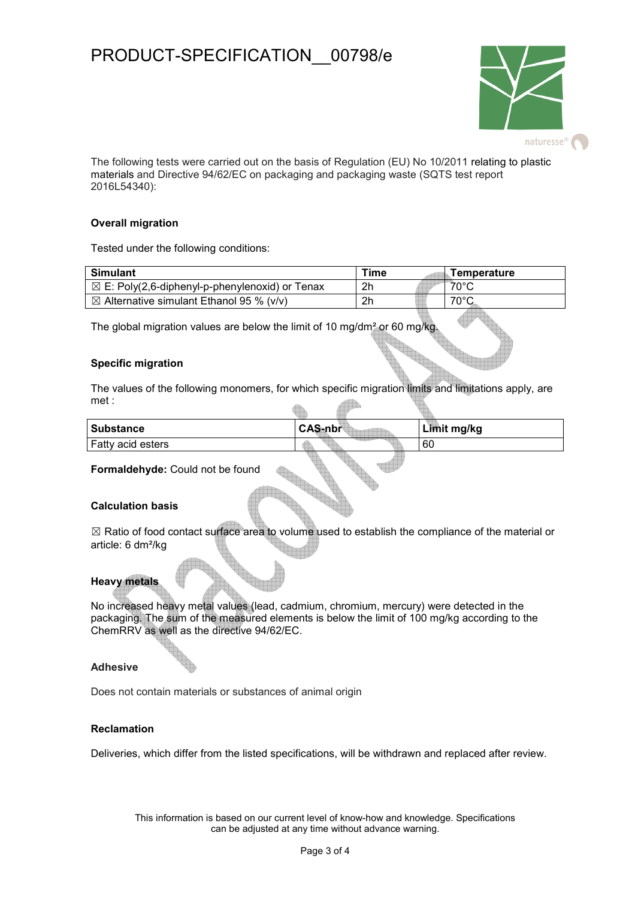# PRODUCT-SPECIFICATION__00798/e

The following tests were carried out on the basis of Regulation (EU) No 10/2011 relating to plastic materials and Directive 94/62/EC on packaging and packaging waste (SQTS test report 2016L54340):

### Overall migration

Tested under the following conditions:

| Simulant | Time | Temperature |
|---|---|---|
| ☒ E: Poly(2,6-diphenyl-p-phenylenoxid) or Tenax | 2h | 70°C |
| ☒ Alternative simulant Ethanol 95 % (v/v) | 2h | 70°C |

The global migration values are below the limit of 10 mg/dm² or 60 mg/kg.

### Specific migration

The values of the following monomers, for which specific migration limits and limitations apply, are met :

| Substance | CAS-nbr | Limit mg/kg |
|---|---|---|
| Fatty acid esters | | 60 |

**Formaldehyde:** Could not be found

### Calculation basis

☒ Ratio of food contact surface area to volume used to establish the compliance of the material or article: 6 dm²/kg

### Heavy metals

No increased heavy metal values (lead, cadmium, chromium, mercury) were detected in the packaging. The sum of the measured elements is below the limit of 100 mg/kg according to the ChemRRV as well as the directive 94/62/EC.

### Adhesive

Does not contain materials or substances of animal origin

### Reclamation

Deliveries, which differ from the listed specifications, will be withdrawn and replaced after review.

This information is based on our current level of know-how and knowledge. Specifications can be adjusted at any time without advance warning.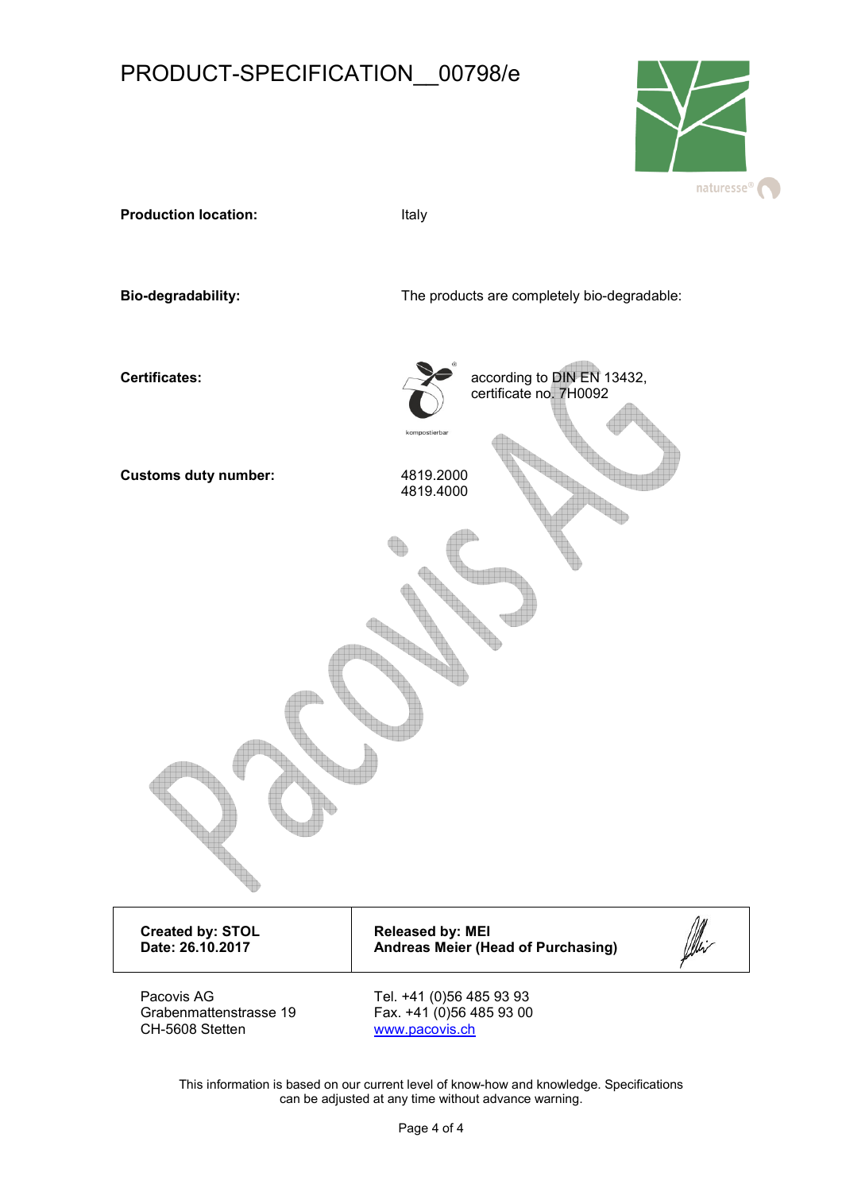# PRODUCT-SPECIFICATION__00798/e

| | |
|---|---|
| **Production location:** | Italy |
| **Bio-degradability:** | The products are completely bio-degradable: |
| **Certificates:** | kompostierbar<br>according to DIN EN 13432,<br>certificate no. 7H0092 |
| **Customs duty number:** | 4819.2000<br>4819.4000 |

| | |
|---|---|
| **Created by: STOL**<br>**Date: 26.10.2017** | **Released by: MEI**<br>**Andreas Meier (Head of Purchasing)** |

Pacovis AG
Grabenmattenstrasse 19
CH-5608 Stetten

Tel. +41 (0)56 485 93 93
Fax. +41 (0)56 485 93 00
www.pacovis.ch

This information is based on our current level of know-how and knowledge. Specifications can be adjusted at any time without advance warning.